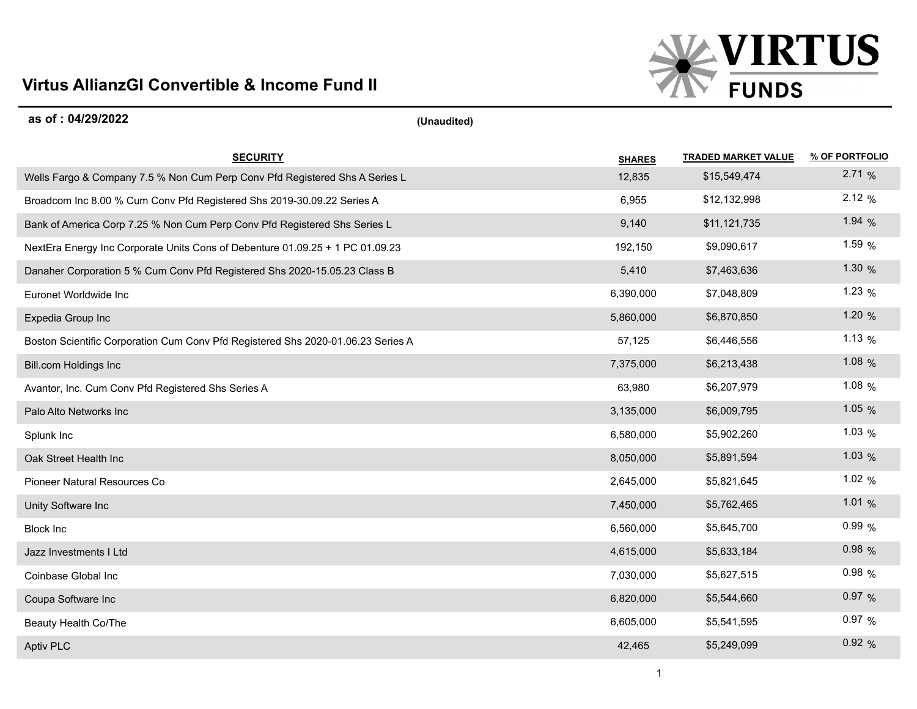# Virtus AllianzGI Convertible & Income Fund II

**as of : 04/29/2022** **(Unaudited)**

| SECURITY | SHARES | TRADED MARKET VALUE | % OF PORTFOLIO |
|---|---|---|---|
| Wells Fargo & Company 7.5 % Non Cum Perp Conv Pfd Registered Shs A Series L | 12,835 | $15,549,474 | 2.71 % |
| Broadcom Inc 8.00 % Cum Conv Pfd Registered Shs 2019-30.09.22 Series A | 6,955 | $12,132,998 | 2.12 % |
| Bank of America Corp 7.25 % Non Cum Perp Conv Pfd Registered Shs Series L | 9,140 | $11,121,735 | 1.94 % |
| NextEra Energy Inc Corporate Units Cons of Debenture 01.09.25 + 1 PC 01.09.23 | 192,150 | $9,090,617 | 1.59 % |
| Danaher Corporation 5 % Cum Conv Pfd Registered Shs 2020-15.05.23 Class B | 5,410 | $7,463,636 | 1.30 % |
| Euronet Worldwide Inc | 6,390,000 | $7,048,809 | 1.23 % |
| Expedia Group Inc | 5,860,000 | $6,870,850 | 1.20 % |
| Boston Scientific Corporation Cum Conv Pfd Registered Shs 2020-01.06.23 Series A | 57,125 | $6,446,556 | 1.13 % |
| Bill.com Holdings Inc | 7,375,000 | $6,213,438 | 1.08 % |
| Avantor, Inc. Cum Conv Pfd Registered Shs Series A | 63,980 | $6,207,979 | 1.08 % |
| Palo Alto Networks Inc | 3,135,000 | $6,009,795 | 1.05 % |
| Splunk Inc | 6,580,000 | $5,902,260 | 1.03 % |
| Oak Street Health Inc | 8,050,000 | $5,891,594 | 1.03 % |
| Pioneer Natural Resources Co | 2,645,000 | $5,821,645 | 1.02 % |
| Unity Software Inc | 7,450,000 | $5,762,465 | 1.01 % |
| Block Inc | 6,560,000 | $5,645,700 | 0.99 % |
| Jazz Investments I Ltd | 4,615,000 | $5,633,184 | 0.98 % |
| Coinbase Global Inc | 7,030,000 | $5,627,515 | 0.98 % |
| Coupa Software Inc | 6,820,000 | $5,544,660 | 0.97 % |
| Beauty Health Co/The | 6,605,000 | $5,541,595 | 0.97 % |
| Aptiv PLC | 42,465 | $5,249,099 | 0.92 % |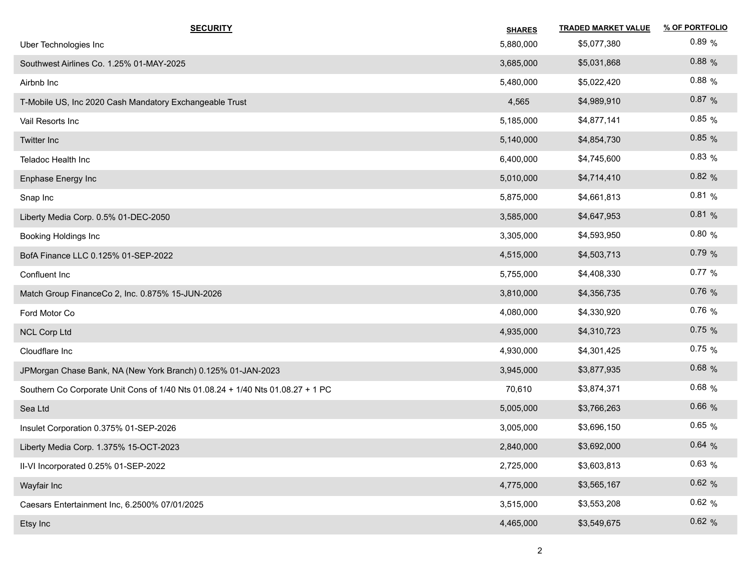| SECURITY | SHARES | TRADED MARKET VALUE | % OF PORTFOLIO |
|---|---|---|---|
| Uber Technologies Inc | 5,880,000 | $5,077,380 | 0.89 % |
| Southwest Airlines Co. 1.25% 01-MAY-2025 | 3,685,000 | $5,031,868 | 0.88 % |
| Airbnb Inc | 5,480,000 | $5,022,420 | 0.88 % |
| T-Mobile US, Inc 2020 Cash Mandatory Exchangeable Trust | 4,565 | $4,989,910 | 0.87 % |
| Vail Resorts Inc | 5,185,000 | $4,877,141 | 0.85 % |
| Twitter Inc | 5,140,000 | $4,854,730 | 0.85 % |
| Teladoc Health Inc | 6,400,000 | $4,745,600 | 0.83 % |
| Enphase Energy Inc | 5,010,000 | $4,714,410 | 0.82 % |
| Snap Inc | 5,875,000 | $4,661,813 | 0.81 % |
| Liberty Media Corp. 0.5% 01-DEC-2050 | 3,585,000 | $4,647,953 | 0.81 % |
| Booking Holdings Inc | 3,305,000 | $4,593,950 | 0.80 % |
| BofA Finance LLC 0.125% 01-SEP-2022 | 4,515,000 | $4,503,713 | 0.79 % |
| Confluent Inc | 5,755,000 | $4,408,330 | 0.77 % |
| Match Group FinanceCo 2, Inc. 0.875% 15-JUN-2026 | 3,810,000 | $4,356,735 | 0.76 % |
| Ford Motor Co | 4,080,000 | $4,330,920 | 0.76 % |
| NCL Corp Ltd | 4,935,000 | $4,310,723 | 0.75 % |
| Cloudflare Inc | 4,930,000 | $4,301,425 | 0.75 % |
| JPMorgan Chase Bank, NA (New York Branch) 0.125% 01-JAN-2023 | 3,945,000 | $3,877,935 | 0.68 % |
| Southern Co Corporate Unit Cons of 1/40 Nts 01.08.24 + 1/40 Nts 01.08.27 + 1 PC | 70,610 | $3,874,371 | 0.68 % |
| Sea Ltd | 5,005,000 | $3,766,263 | 0.66 % |
| Insulet Corporation 0.375% 01-SEP-2026 | 3,005,000 | $3,696,150 | 0.65 % |
| Liberty Media Corp. 1.375% 15-OCT-2023 | 2,840,000 | $3,692,000 | 0.64 % |
| II-VI Incorporated 0.25% 01-SEP-2022 | 2,725,000 | $3,603,813 | 0.63 % |
| Wayfair Inc | 4,775,000 | $3,565,167 | 0.62 % |
| Caesars Entertainment Inc, 6.2500% 07/01/2025 | 3,515,000 | $3,553,208 | 0.62 % |
| Etsy Inc | 4,465,000 | $3,549,675 | 0.62 % |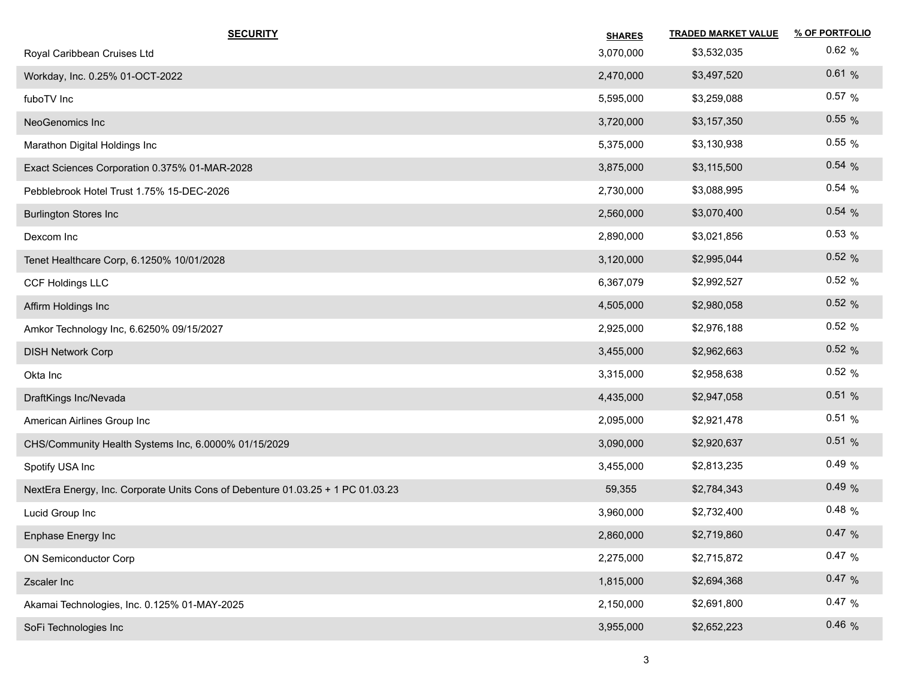| SECURITY | SHARES | TRADED MARKET VALUE | % OF PORTFOLIO |
|---|---|---|---|
| Royal Caribbean Cruises Ltd | 3,070,000 | $3,532,035 | 0.62 % |
| Workday, Inc. 0.25% 01-OCT-2022 | 2,470,000 | $3,497,520 | 0.61 % |
| fuboTV Inc | 5,595,000 | $3,259,088 | 0.57 % |
| NeoGenomics Inc | 3,720,000 | $3,157,350 | 0.55 % |
| Marathon Digital Holdings Inc | 5,375,000 | $3,130,938 | 0.55 % |
| Exact Sciences Corporation 0.375% 01-MAR-2028 | 3,875,000 | $3,115,500 | 0.54 % |
| Pebblebrook Hotel Trust 1.75% 15-DEC-2026 | 2,730,000 | $3,088,995 | 0.54 % |
| Burlington Stores Inc | 2,560,000 | $3,070,400 | 0.54 % |
| Dexcom Inc | 2,890,000 | $3,021,856 | 0.53 % |
| Tenet Healthcare Corp, 6.1250% 10/01/2028 | 3,120,000 | $2,995,044 | 0.52 % |
| CCF Holdings LLC | 6,367,079 | $2,992,527 | 0.52 % |
| Affirm Holdings Inc | 4,505,000 | $2,980,058 | 0.52 % |
| Amkor Technology Inc, 6.6250% 09/15/2027 | 2,925,000 | $2,976,188 | 0.52 % |
| DISH Network Corp | 3,455,000 | $2,962,663 | 0.52 % |
| Okta Inc | 3,315,000 | $2,958,638 | 0.52 % |
| DraftKings Inc/Nevada | 4,435,000 | $2,947,058 | 0.51 % |
| American Airlines Group Inc | 2,095,000 | $2,921,478 | 0.51 % |
| CHS/Community Health Systems Inc, 6.0000% 01/15/2029 | 3,090,000 | $2,920,637 | 0.51 % |
| Spotify USA Inc | 3,455,000 | $2,813,235 | 0.49 % |
| NextEra Energy, Inc. Corporate Units Cons of Debenture 01.03.25 + 1 PC 01.03.23 | 59,355 | $2,784,343 | 0.49 % |
| Lucid Group Inc | 3,960,000 | $2,732,400 | 0.48 % |
| Enphase Energy Inc | 2,860,000 | $2,719,860 | 0.47 % |
| ON Semiconductor Corp | 2,275,000 | $2,715,872 | 0.47 % |
| Zscaler Inc | 1,815,000 | $2,694,368 | 0.47 % |
| Akamai Technologies, Inc. 0.125% 01-MAY-2025 | 2,150,000 | $2,691,800 | 0.47 % |
| SoFi Technologies Inc | 3,955,000 | $2,652,223 | 0.46 % |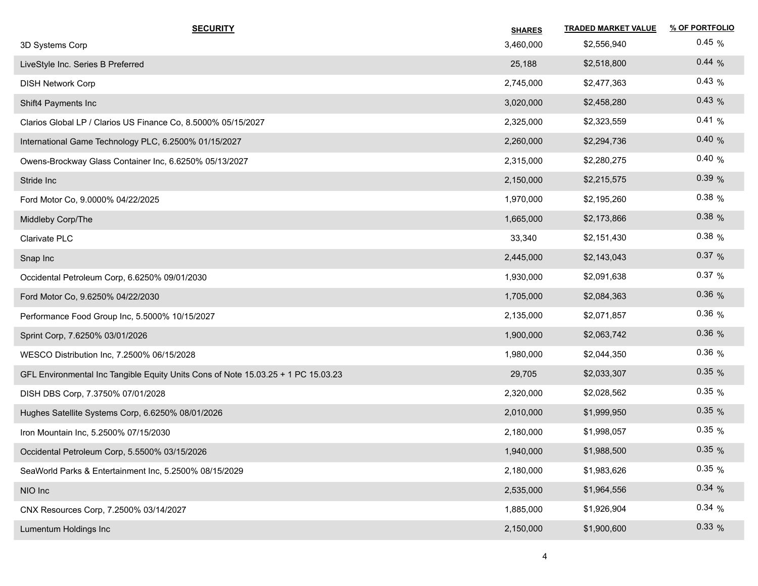| SECURITY | SHARES | TRADED MARKET VALUE | % OF PORTFOLIO |
| --- | --- | --- | --- |
| 3D Systems Corp | 3,460,000 | $2,556,940 | 0.45 % |
| LiveStyle Inc. Series B Preferred | 25,188 | $2,518,800 | 0.44 % |
| DISH Network Corp | 2,745,000 | $2,477,363 | 0.43 % |
| Shift4 Payments Inc | 3,020,000 | $2,458,280 | 0.43 % |
| Clarios Global LP / Clarios US Finance Co, 8.5000% 05/15/2027 | 2,325,000 | $2,323,559 | 0.41 % |
| International Game Technology PLC, 6.2500% 01/15/2027 | 2,260,000 | $2,294,736 | 0.40 % |
| Owens-Brockway Glass Container Inc, 6.6250% 05/13/2027 | 2,315,000 | $2,280,275 | 0.40 % |
| Stride Inc | 2,150,000 | $2,215,575 | 0.39 % |
| Ford Motor Co, 9.0000% 04/22/2025 | 1,970,000 | $2,195,260 | 0.38 % |
| Middleby Corp/The | 1,665,000 | $2,173,866 | 0.38 % |
| Clarivate PLC | 33,340 | $2,151,430 | 0.38 % |
| Snap Inc | 2,445,000 | $2,143,043 | 0.37 % |
| Occidental Petroleum Corp, 6.6250% 09/01/2030 | 1,930,000 | $2,091,638 | 0.37 % |
| Ford Motor Co, 9.6250% 04/22/2030 | 1,705,000 | $2,084,363 | 0.36 % |
| Performance Food Group Inc, 5.5000% 10/15/2027 | 2,135,000 | $2,071,857 | 0.36 % |
| Sprint Corp, 7.6250% 03/01/2026 | 1,900,000 | $2,063,742 | 0.36 % |
| WESCO Distribution Inc, 7.2500% 06/15/2028 | 1,980,000 | $2,044,350 | 0.36 % |
| GFL Environmental Inc Tangible Equity Units Cons of Note 15.03.25 + 1 PC 15.03.23 | 29,705 | $2,033,307 | 0.35 % |
| DISH DBS Corp, 7.3750% 07/01/2028 | 2,320,000 | $2,028,562 | 0.35 % |
| Hughes Satellite Systems Corp, 6.6250% 08/01/2026 | 2,010,000 | $1,999,950 | 0.35 % |
| Iron Mountain Inc, 5.2500% 07/15/2030 | 2,180,000 | $1,998,057 | 0.35 % |
| Occidental Petroleum Corp, 5.5500% 03/15/2026 | 1,940,000 | $1,988,500 | 0.35 % |
| SeaWorld Parks & Entertainment Inc, 5.2500% 08/15/2029 | 2,180,000 | $1,983,626 | 0.35 % |
| NIO Inc | 2,535,000 | $1,964,556 | 0.34 % |
| CNX Resources Corp, 7.2500% 03/14/2027 | 1,885,000 | $1,926,904 | 0.34 % |
| Lumentum Holdings Inc | 2,150,000 | $1,900,600 | 0.33 % |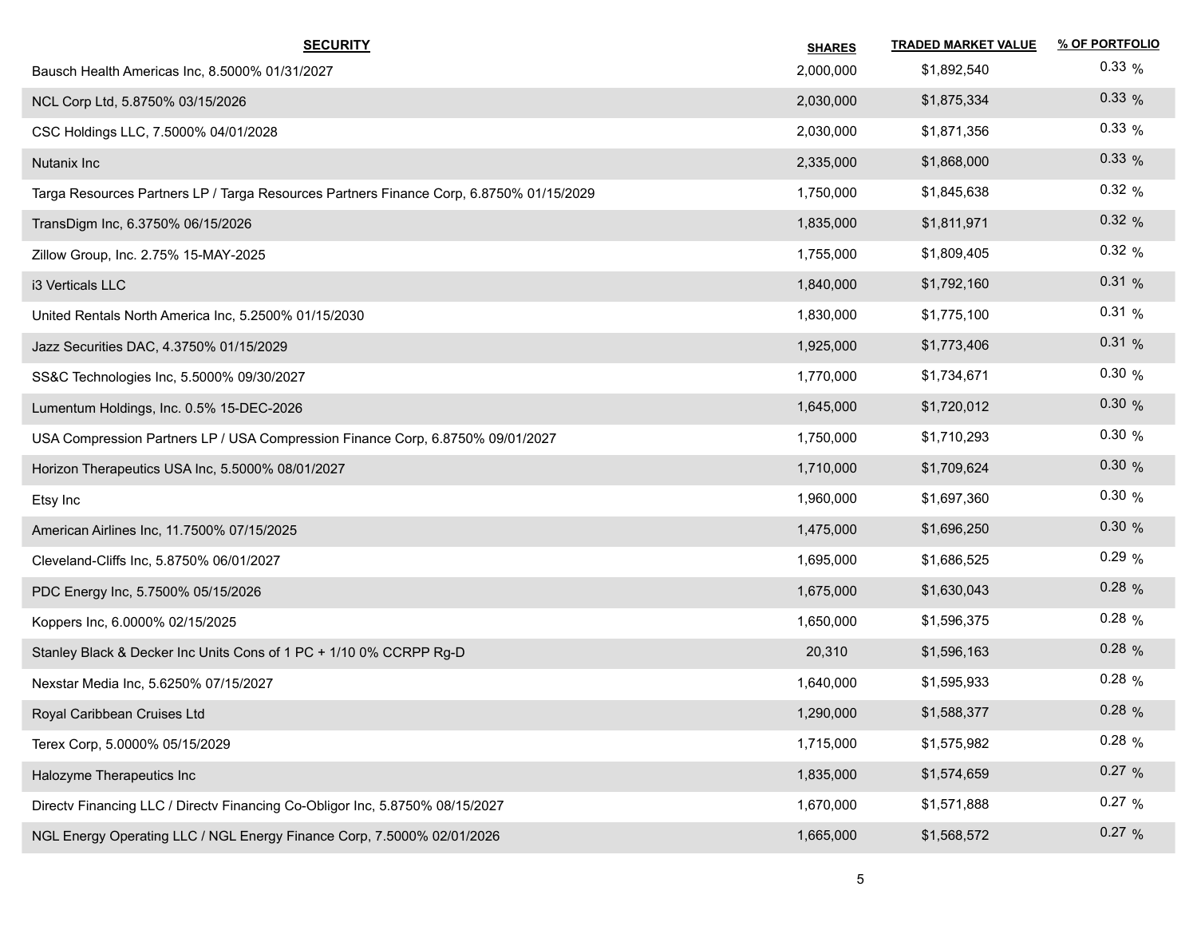| SECURITY | SHARES | TRADED MARKET VALUE | % OF PORTFOLIO |
|---|---|---|---|
| Bausch Health Americas Inc, 8.5000% 01/31/2027 | 2,000,000 | $1,892,540 | 0.33 % |
| NCL Corp Ltd, 5.8750% 03/15/2026 | 2,030,000 | $1,875,334 | 0.33 % |
| CSC Holdings LLC, 7.5000% 04/01/2028 | 2,030,000 | $1,871,356 | 0.33 % |
| Nutanix Inc | 2,335,000 | $1,868,000 | 0.33 % |
| Targa Resources Partners LP / Targa Resources Partners Finance Corp, 6.8750% 01/15/2029 | 1,750,000 | $1,845,638 | 0.32 % |
| TransDigm Inc, 6.3750% 06/15/2026 | 1,835,000 | $1,811,971 | 0.32 % |
| Zillow Group, Inc. 2.75% 15-MAY-2025 | 1,755,000 | $1,809,405 | 0.32 % |
| i3 Verticals LLC | 1,840,000 | $1,792,160 | 0.31 % |
| United Rentals North America Inc, 5.2500% 01/15/2030 | 1,830,000 | $1,775,100 | 0.31 % |
| Jazz Securities DAC, 4.3750% 01/15/2029 | 1,925,000 | $1,773,406 | 0.31 % |
| SS&C Technologies Inc, 5.5000% 09/30/2027 | 1,770,000 | $1,734,671 | 0.30 % |
| Lumentum Holdings, Inc. 0.5% 15-DEC-2026 | 1,645,000 | $1,720,012 | 0.30 % |
| USA Compression Partners LP / USA Compression Finance Corp, 6.8750% 09/01/2027 | 1,750,000 | $1,710,293 | 0.30 % |
| Horizon Therapeutics USA Inc, 5.5000% 08/01/2027 | 1,710,000 | $1,709,624 | 0.30 % |
| Etsy Inc | 1,960,000 | $1,697,360 | 0.30 % |
| American Airlines Inc, 11.7500% 07/15/2025 | 1,475,000 | $1,696,250 | 0.30 % |
| Cleveland-Cliffs Inc, 5.8750% 06/01/2027 | 1,695,000 | $1,686,525 | 0.29 % |
| PDC Energy Inc, 5.7500% 05/15/2026 | 1,675,000 | $1,630,043 | 0.28 % |
| Koppers Inc, 6.0000% 02/15/2025 | 1,650,000 | $1,596,375 | 0.28 % |
| Stanley Black & Decker Inc Units Cons of 1 PC + 1/10 0% CCRPP Rg-D | 20,310 | $1,596,163 | 0.28 % |
| Nexstar Media Inc, 5.6250% 07/15/2027 | 1,640,000 | $1,595,933 | 0.28 % |
| Royal Caribbean Cruises Ltd | 1,290,000 | $1,588,377 | 0.28 % |
| Terex Corp, 5.0000% 05/15/2029 | 1,715,000 | $1,575,982 | 0.28 % |
| Halozyme Therapeutics Inc | 1,835,000 | $1,574,659 | 0.27 % |
| Directv Financing LLC / Directv Financing Co-Obligor Inc, 5.8750% 08/15/2027 | 1,670,000 | $1,571,888 | 0.27 % |
| NGL Energy Operating LLC / NGL Energy Finance Corp, 7.5000% 02/01/2026 | 1,665,000 | $1,568,572 | 0.27 % |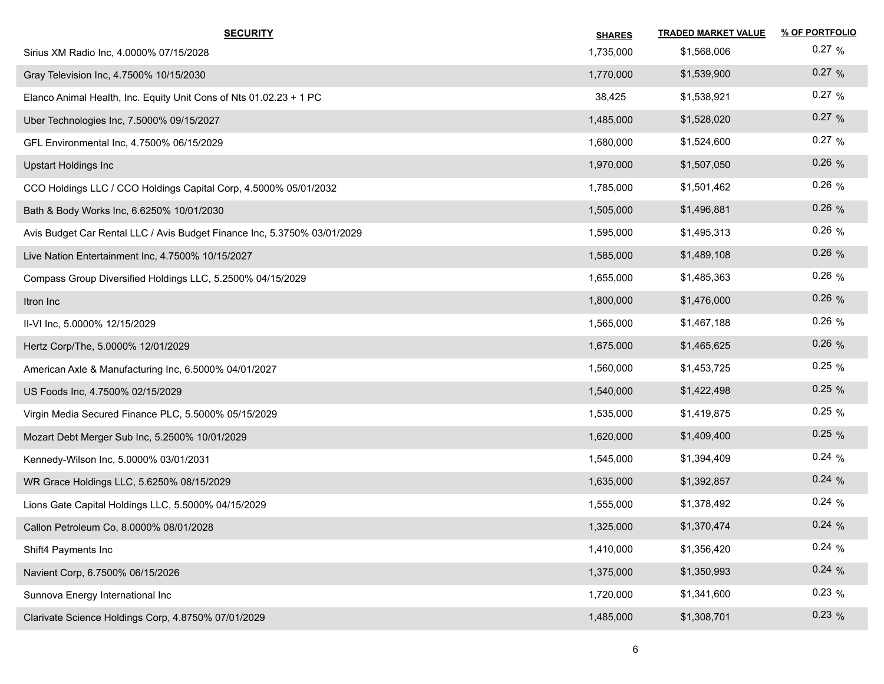| SECURITY | SHARES | TRADED MARKET VALUE | % OF PORTFOLIO |
|---|---|---|---|
| Sirius XM Radio Inc, 4.0000% 07/15/2028 | 1,735,000 | $1,568,006 | 0.27 % |
| Gray Television Inc, 4.7500% 10/15/2030 | 1,770,000 | $1,539,900 | 0.27 % |
| Elanco Animal Health, Inc. Equity Unit Cons of Nts 01.02.23 + 1 PC | 38,425 | $1,538,921 | 0.27 % |
| Uber Technologies Inc, 7.5000% 09/15/2027 | 1,485,000 | $1,528,020 | 0.27 % |
| GFL Environmental Inc, 4.7500% 06/15/2029 | 1,680,000 | $1,524,600 | 0.27 % |
| Upstart Holdings Inc | 1,970,000 | $1,507,050 | 0.26 % |
| CCO Holdings LLC / CCO Holdings Capital Corp, 4.5000% 05/01/2032 | 1,785,000 | $1,501,462 | 0.26 % |
| Bath & Body Works Inc, 6.6250% 10/01/2030 | 1,505,000 | $1,496,881 | 0.26 % |
| Avis Budget Car Rental LLC / Avis Budget Finance Inc, 5.3750% 03/01/2029 | 1,595,000 | $1,495,313 | 0.26 % |
| Live Nation Entertainment Inc, 4.7500% 10/15/2027 | 1,585,000 | $1,489,108 | 0.26 % |
| Compass Group Diversified Holdings LLC, 5.2500% 04/15/2029 | 1,655,000 | $1,485,363 | 0.26 % |
| Itron Inc | 1,800,000 | $1,476,000 | 0.26 % |
| II-VI Inc, 5.0000% 12/15/2029 | 1,565,000 | $1,467,188 | 0.26 % |
| Hertz Corp/The, 5.0000% 12/01/2029 | 1,675,000 | $1,465,625 | 0.26 % |
| American Axle & Manufacturing Inc, 6.5000% 04/01/2027 | 1,560,000 | $1,453,725 | 0.25 % |
| US Foods Inc, 4.7500% 02/15/2029 | 1,540,000 | $1,422,498 | 0.25 % |
| Virgin Media Secured Finance PLC, 5.5000% 05/15/2029 | 1,535,000 | $1,419,875 | 0.25 % |
| Mozart Debt Merger Sub Inc, 5.2500% 10/01/2029 | 1,620,000 | $1,409,400 | 0.25 % |
| Kennedy-Wilson Inc, 5.0000% 03/01/2031 | 1,545,000 | $1,394,409 | 0.24 % |
| WR Grace Holdings LLC, 5.6250% 08/15/2029 | 1,635,000 | $1,392,857 | 0.24 % |
| Lions Gate Capital Holdings LLC, 5.5000% 04/15/2029 | 1,555,000 | $1,378,492 | 0.24 % |
| Callon Petroleum Co, 8.0000% 08/01/2028 | 1,325,000 | $1,370,474 | 0.24 % |
| Shift4 Payments Inc | 1,410,000 | $1,356,420 | 0.24 % |
| Navient Corp, 6.7500% 06/15/2026 | 1,375,000 | $1,350,993 | 0.24 % |
| Sunnova Energy International Inc | 1,720,000 | $1,341,600 | 0.23 % |
| Clarivate Science Holdings Corp, 4.8750% 07/01/2029 | 1,485,000 | $1,308,701 | 0.23 % |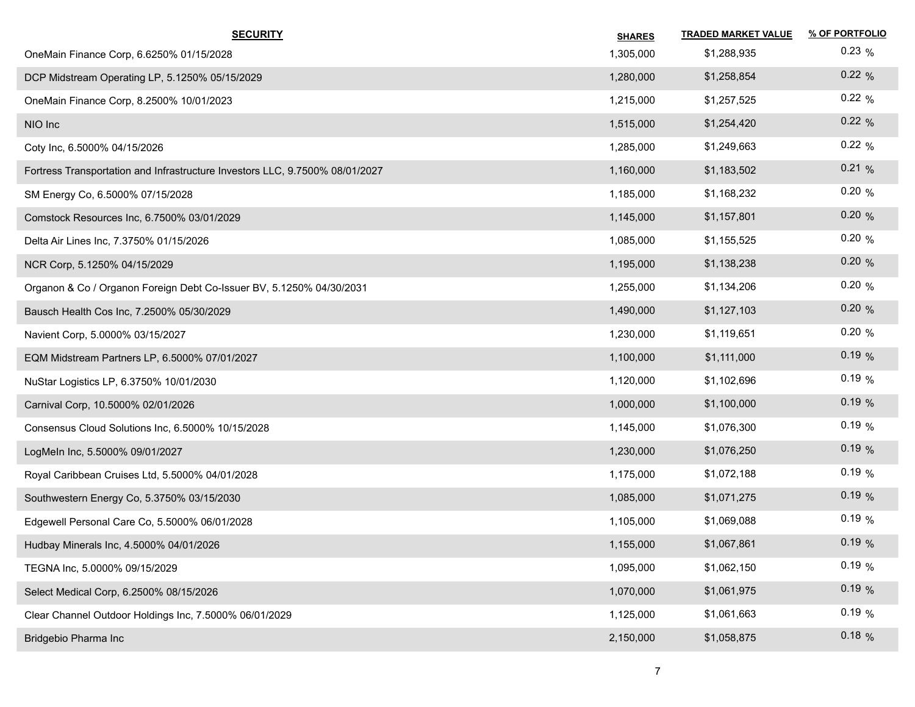| SECURITY | SHARES | TRADED MARKET VALUE | % OF PORTFOLIO |
|---|---|---|---|
| OneMain Finance Corp, 6.6250% 01/15/2028 | 1,305,000 | $1,288,935 | 0.23 % |
| DCP Midstream Operating LP, 5.1250% 05/15/2029 | 1,280,000 | $1,258,854 | 0.22 % |
| OneMain Finance Corp, 8.2500% 10/01/2023 | 1,215,000 | $1,257,525 | 0.22 % |
| NIO Inc | 1,515,000 | $1,254,420 | 0.22 % |
| Coty Inc, 6.5000% 04/15/2026 | 1,285,000 | $1,249,663 | 0.22 % |
| Fortress Transportation and Infrastructure Investors LLC, 9.7500% 08/01/2027 | 1,160,000 | $1,183,502 | 0.21 % |
| SM Energy Co, 6.5000% 07/15/2028 | 1,185,000 | $1,168,232 | 0.20 % |
| Comstock Resources Inc, 6.7500% 03/01/2029 | 1,145,000 | $1,157,801 | 0.20 % |
| Delta Air Lines Inc, 7.3750% 01/15/2026 | 1,085,000 | $1,155,525 | 0.20 % |
| NCR Corp, 5.1250% 04/15/2029 | 1,195,000 | $1,138,238 | 0.20 % |
| Organon & Co / Organon Foreign Debt Co-Issuer BV, 5.1250% 04/30/2031 | 1,255,000 | $1,134,206 | 0.20 % |
| Bausch Health Cos Inc, 7.2500% 05/30/2029 | 1,490,000 | $1,127,103 | 0.20 % |
| Navient Corp, 5.0000% 03/15/2027 | 1,230,000 | $1,119,651 | 0.20 % |
| EQM Midstream Partners LP, 6.5000% 07/01/2027 | 1,100,000 | $1,111,000 | 0.19 % |
| NuStar Logistics LP, 6.3750% 10/01/2030 | 1,120,000 | $1,102,696 | 0.19 % |
| Carnival Corp, 10.5000% 02/01/2026 | 1,000,000 | $1,100,000 | 0.19 % |
| Consensus Cloud Solutions Inc, 6.5000% 10/15/2028 | 1,145,000 | $1,076,300 | 0.19 % |
| LogMeIn Inc, 5.5000% 09/01/2027 | 1,230,000 | $1,076,250 | 0.19 % |
| Royal Caribbean Cruises Ltd, 5.5000% 04/01/2028 | 1,175,000 | $1,072,188 | 0.19 % |
| Southwestern Energy Co, 5.3750% 03/15/2030 | 1,085,000 | $1,071,275 | 0.19 % |
| Edgewell Personal Care Co, 5.5000% 06/01/2028 | 1,105,000 | $1,069,088 | 0.19 % |
| Hudbay Minerals Inc, 4.5000% 04/01/2026 | 1,155,000 | $1,067,861 | 0.19 % |
| TEGNA Inc, 5.0000% 09/15/2029 | 1,095,000 | $1,062,150 | 0.19 % |
| Select Medical Corp, 6.2500% 08/15/2026 | 1,070,000 | $1,061,975 | 0.19 % |
| Clear Channel Outdoor Holdings Inc, 7.5000% 06/01/2029 | 1,125,000 | $1,061,663 | 0.19 % |
| Bridgebio Pharma Inc | 2,150,000 | $1,058,875 | 0.18 % |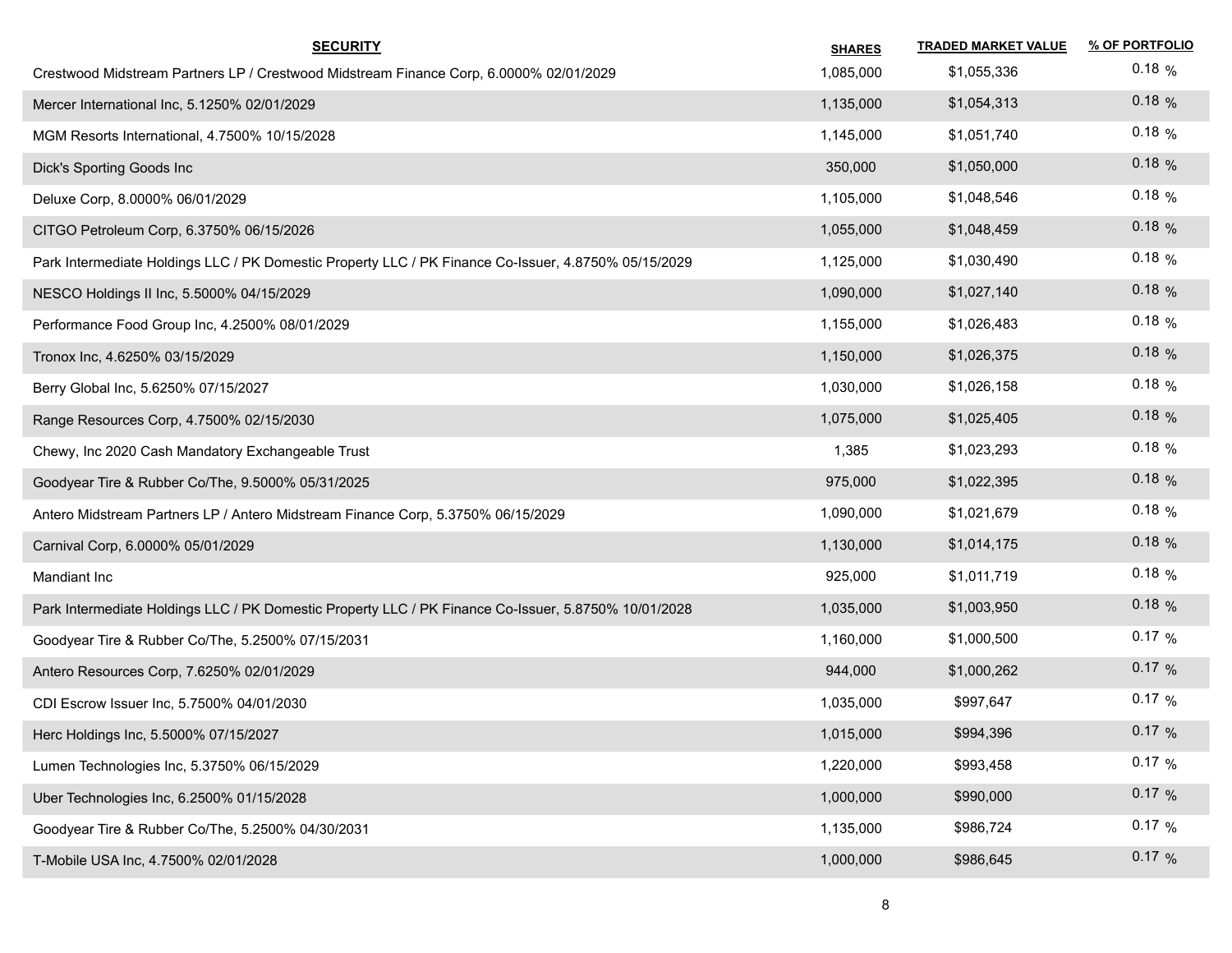| SECURITY | SHARES | TRADED MARKET VALUE | % OF PORTFOLIO |
|---|---|---|---|
| Crestwood Midstream Partners LP / Crestwood Midstream Finance Corp, 6.0000% 02/01/2029 | 1,085,000 | $1,055,336 | 0.18 % |
| Mercer International Inc, 5.1250% 02/01/2029 | 1,135,000 | $1,054,313 | 0.18 % |
| MGM Resorts International, 4.7500% 10/15/2028 | 1,145,000 | $1,051,740 | 0.18 % |
| Dick's Sporting Goods Inc | 350,000 | $1,050,000 | 0.18 % |
| Deluxe Corp, 8.0000% 06/01/2029 | 1,105,000 | $1,048,546 | 0.18 % |
| CITGO Petroleum Corp, 6.3750% 06/15/2026 | 1,055,000 | $1,048,459 | 0.18 % |
| Park Intermediate Holdings LLC / PK Domestic Property LLC / PK Finance Co-Issuer, 4.8750% 05/15/2029 | 1,125,000 | $1,030,490 | 0.18 % |
| NESCO Holdings II Inc, 5.5000% 04/15/2029 | 1,090,000 | $1,027,140 | 0.18 % |
| Performance Food Group Inc, 4.2500% 08/01/2029 | 1,155,000 | $1,026,483 | 0.18 % |
| Tronox Inc, 4.6250% 03/15/2029 | 1,150,000 | $1,026,375 | 0.18 % |
| Berry Global Inc, 5.6250% 07/15/2027 | 1,030,000 | $1,026,158 | 0.18 % |
| Range Resources Corp, 4.7500% 02/15/2030 | 1,075,000 | $1,025,405 | 0.18 % |
| Chewy, Inc 2020 Cash Mandatory Exchangeable Trust | 1,385 | $1,023,293 | 0.18 % |
| Goodyear Tire & Rubber Co/The, 9.5000% 05/31/2025 | 975,000 | $1,022,395 | 0.18 % |
| Antero Midstream Partners LP / Antero Midstream Finance Corp, 5.3750% 06/15/2029 | 1,090,000 | $1,021,679 | 0.18 % |
| Carnival Corp, 6.0000% 05/01/2029 | 1,130,000 | $1,014,175 | 0.18 % |
| Mandiant Inc | 925,000 | $1,011,719 | 0.18 % |
| Park Intermediate Holdings LLC / PK Domestic Property LLC / PK Finance Co-Issuer, 5.8750% 10/01/2028 | 1,035,000 | $1,003,950 | 0.18 % |
| Goodyear Tire & Rubber Co/The, 5.2500% 07/15/2031 | 1,160,000 | $1,000,500 | 0.17 % |
| Antero Resources Corp, 7.6250% 02/01/2029 | 944,000 | $1,000,262 | 0.17 % |
| CDI Escrow Issuer Inc, 5.7500% 04/01/2030 | 1,035,000 | $997,647 | 0.17 % |
| Herc Holdings Inc, 5.5000% 07/15/2027 | 1,015,000 | $994,396 | 0.17 % |
| Lumen Technologies Inc, 5.3750% 06/15/2029 | 1,220,000 | $993,458 | 0.17 % |
| Uber Technologies Inc, 6.2500% 01/15/2028 | 1,000,000 | $990,000 | 0.17 % |
| Goodyear Tire & Rubber Co/The, 5.2500% 04/30/2031 | 1,135,000 | $986,724 | 0.17 % |
| T-Mobile USA Inc, 4.7500% 02/01/2028 | 1,000,000 | $986,645 | 0.17 % |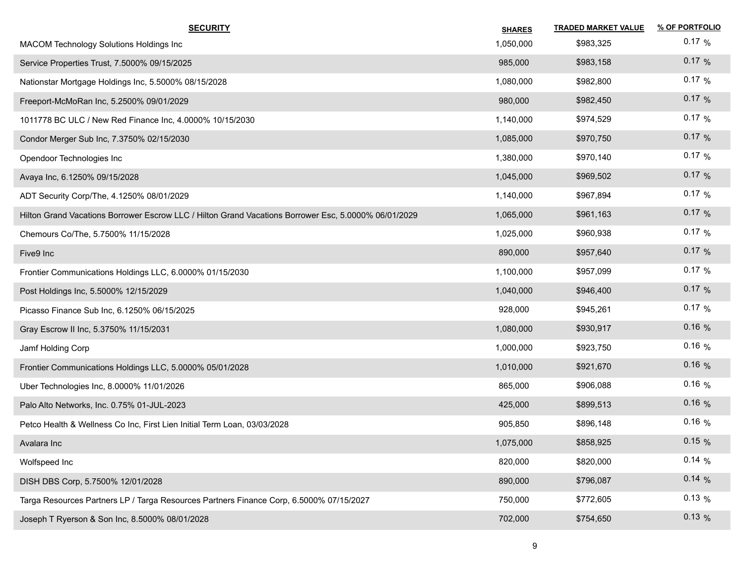| SECURITY | SHARES | TRADED MARKET VALUE | % OF PORTFOLIO |
|---|---|---|---|
| MACOM Technology Solutions Holdings Inc | 1,050,000 | $983,325 | 0.17 % |
| Service Properties Trust, 7.5000% 09/15/2025 | 985,000 | $983,158 | 0.17 % |
| Nationstar Mortgage Holdings Inc, 5.5000% 08/15/2028 | 1,080,000 | $982,800 | 0.17 % |
| Freeport-McMoRan Inc, 5.2500% 09/01/2029 | 980,000 | $982,450 | 0.17 % |
| 1011778 BC ULC / New Red Finance Inc, 4.0000% 10/15/2030 | 1,140,000 | $974,529 | 0.17 % |
| Condor Merger Sub Inc, 7.3750% 02/15/2030 | 1,085,000 | $970,750 | 0.17 % |
| Opendoor Technologies Inc | 1,380,000 | $970,140 | 0.17 % |
| Avaya Inc, 6.1250% 09/15/2028 | 1,045,000 | $969,502 | 0.17 % |
| ADT Security Corp/The, 4.1250% 08/01/2029 | 1,140,000 | $967,894 | 0.17 % |
| Hilton Grand Vacations Borrower Escrow LLC / Hilton Grand Vacations Borrower Esc, 5.0000% 06/01/2029 | 1,065,000 | $961,163 | 0.17 % |
| Chemours Co/The, 5.7500% 11/15/2028 | 1,025,000 | $960,938 | 0.17 % |
| Five9 Inc | 890,000 | $957,640 | 0.17 % |
| Frontier Communications Holdings LLC, 6.0000% 01/15/2030 | 1,100,000 | $957,099 | 0.17 % |
| Post Holdings Inc, 5.5000% 12/15/2029 | 1,040,000 | $946,400 | 0.17 % |
| Picasso Finance Sub Inc, 6.1250% 06/15/2025 | 928,000 | $945,261 | 0.17 % |
| Gray Escrow II Inc, 5.3750% 11/15/2031 | 1,080,000 | $930,917 | 0.16 % |
| Jamf Holding Corp | 1,000,000 | $923,750 | 0.16 % |
| Frontier Communications Holdings LLC, 5.0000% 05/01/2028 | 1,010,000 | $921,670 | 0.16 % |
| Uber Technologies Inc, 8.0000% 11/01/2026 | 865,000 | $906,088 | 0.16 % |
| Palo Alto Networks, Inc. 0.75% 01-JUL-2023 | 425,000 | $899,513 | 0.16 % |
| Petco Health & Wellness Co Inc, First Lien Initial Term Loan, 03/03/2028 | 905,850 | $896,148 | 0.16 % |
| Avalara Inc | 1,075,000 | $858,925 | 0.15 % |
| Wolfspeed Inc | 820,000 | $820,000 | 0.14 % |
| DISH DBS Corp, 5.7500% 12/01/2028 | 890,000 | $796,087 | 0.14 % |
| Targa Resources Partners LP / Targa Resources Partners Finance Corp, 6.5000% 07/15/2027 | 750,000 | $772,605 | 0.13 % |
| Joseph T Ryerson & Son Inc, 8.5000% 08/01/2028 | 702,000 | $754,650 | 0.13 % |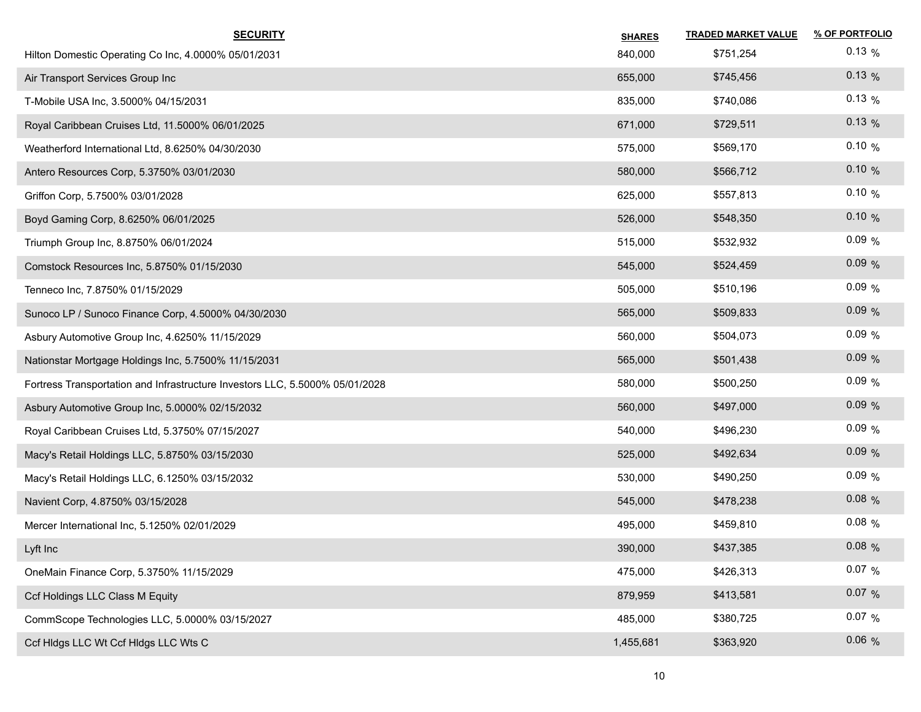| SECURITY | SHARES | TRADED MARKET VALUE | % OF PORTFOLIO |
|---|---|---|---|
| Hilton Domestic Operating Co Inc, 4.0000% 05/01/2031 | 840,000 | $751,254 | 0.13 % |
| Air Transport Services Group Inc | 655,000 | $745,456 | 0.13 % |
| T-Mobile USA Inc, 3.5000% 04/15/2031 | 835,000 | $740,086 | 0.13 % |
| Royal Caribbean Cruises Ltd, 11.5000% 06/01/2025 | 671,000 | $729,511 | 0.13 % |
| Weatherford International Ltd, 8.6250% 04/30/2030 | 575,000 | $569,170 | 0.10 % |
| Antero Resources Corp, 5.3750% 03/01/2030 | 580,000 | $566,712 | 0.10 % |
| Griffon Corp, 5.7500% 03/01/2028 | 625,000 | $557,813 | 0.10 % |
| Boyd Gaming Corp, 8.6250% 06/01/2025 | 526,000 | $548,350 | 0.10 % |
| Triumph Group Inc, 8.8750% 06/01/2024 | 515,000 | $532,932 | 0.09 % |
| Comstock Resources Inc, 5.8750% 01/15/2030 | 545,000 | $524,459 | 0.09 % |
| Tenneco Inc, 7.8750% 01/15/2029 | 505,000 | $510,196 | 0.09 % |
| Sunoco LP / Sunoco Finance Corp, 4.5000% 04/30/2030 | 565,000 | $509,833 | 0.09 % |
| Asbury Automotive Group Inc, 4.6250% 11/15/2029 | 560,000 | $504,073 | 0.09 % |
| Nationstar Mortgage Holdings Inc, 5.7500% 11/15/2031 | 565,000 | $501,438 | 0.09 % |
| Fortress Transportation and Infrastructure Investors LLC, 5.5000% 05/01/2028 | 580,000 | $500,250 | 0.09 % |
| Asbury Automotive Group Inc, 5.0000% 02/15/2032 | 560,000 | $497,000 | 0.09 % |
| Royal Caribbean Cruises Ltd, 5.3750% 07/15/2027 | 540,000 | $496,230 | 0.09 % |
| Macy's Retail Holdings LLC, 5.8750% 03/15/2030 | 525,000 | $492,634 | 0.09 % |
| Macy's Retail Holdings LLC, 6.1250% 03/15/2032 | 530,000 | $490,250 | 0.09 % |
| Navient Corp, 4.8750% 03/15/2028 | 545,000 | $478,238 | 0.08 % |
| Mercer International Inc, 5.1250% 02/01/2029 | 495,000 | $459,810 | 0.08 % |
| Lyft Inc | 390,000 | $437,385 | 0.08 % |
| OneMain Finance Corp, 5.3750% 11/15/2029 | 475,000 | $426,313 | 0.07 % |
| Ccf Holdings LLC Class M Equity | 879,959 | $413,581 | 0.07 % |
| CommScope Technologies LLC, 5.0000% 03/15/2027 | 485,000 | $380,725 | 0.07 % |
| Ccf Hldgs LLC Wt Ccf Hldgs LLC Wts C | 1,455,681 | $363,920 | 0.06 % |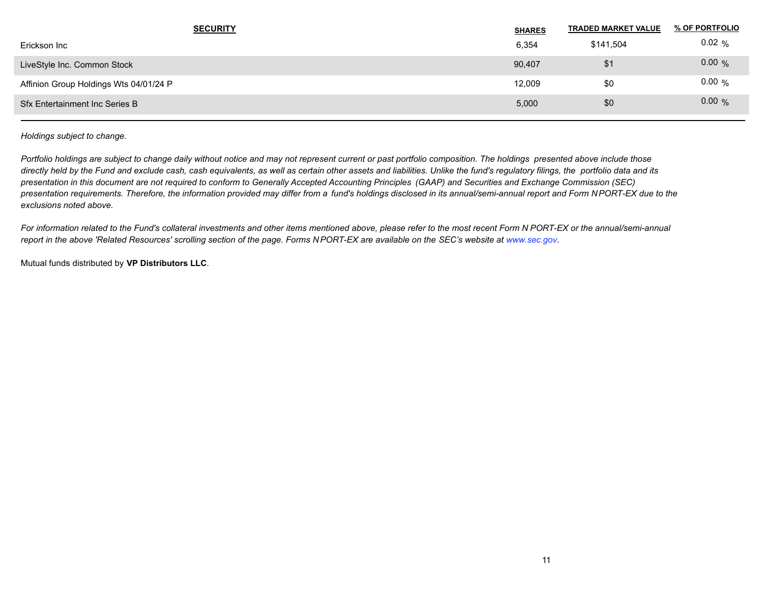| SECURITY | SHARES | TRADED MARKET VALUE | % OF PORTFOLIO |
|---|---|---|---|
| Erickson Inc | 6,354 | $141,504 | 0.02 % |
| LiveStyle Inc. Common Stock | 90,407 | $1 | 0.00 % |
| Affinion Group Holdings Wts 04/01/24 P | 12,009 | $0 | 0.00 % |
| Sfx Entertainment Inc Series B | 5,000 | $0 | 0.00 % |

*Holdings subject to change.*

*Portfolio holdings are subject to change daily without notice and may not represent current or past portfolio composition. The holdings presented above include those directly held by the Fund and exclude cash, cash equivalents, as well as certain other assets and liabilities. Unlike the fund's regulatory filings, the portfolio data and its presentation in this document are not required to conform to Generally Accepted Accounting Principles (GAAP) and Securities and Exchange Commission (SEC) presentation requirements. Therefore, the information provided may differ from a fund's holdings disclosed in its annual/semi-annual report and Form NPORT-EX due to the exclusions noted above.*

*For information related to the Fund's collateral investments and other items mentioned above, please refer to the most recent Form N PORT-EX or the annual/semi-annual report in the above 'Related Resources' scrolling section of the page. Forms NPORT-EX are available on the SEC's website at www.sec.gov.*

Mutual funds distributed by **VP Distributors LLC**.